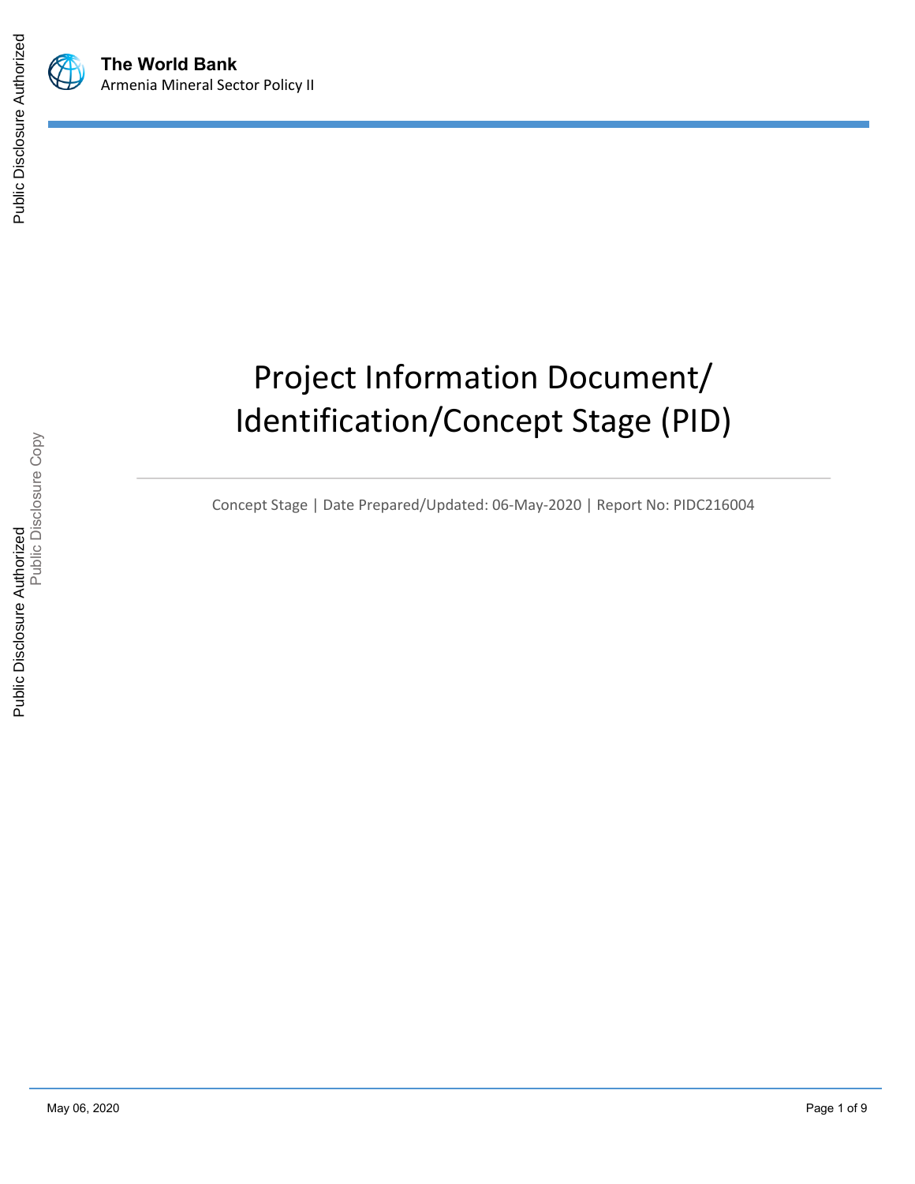**The World Bank**
Armenia Mineral Sector Policy II

# Project Information Document/ Identification/Concept Stage (PID)

Concept Stage | Date Prepared/Updated: 06-May-2020 | Report No: PIDC216004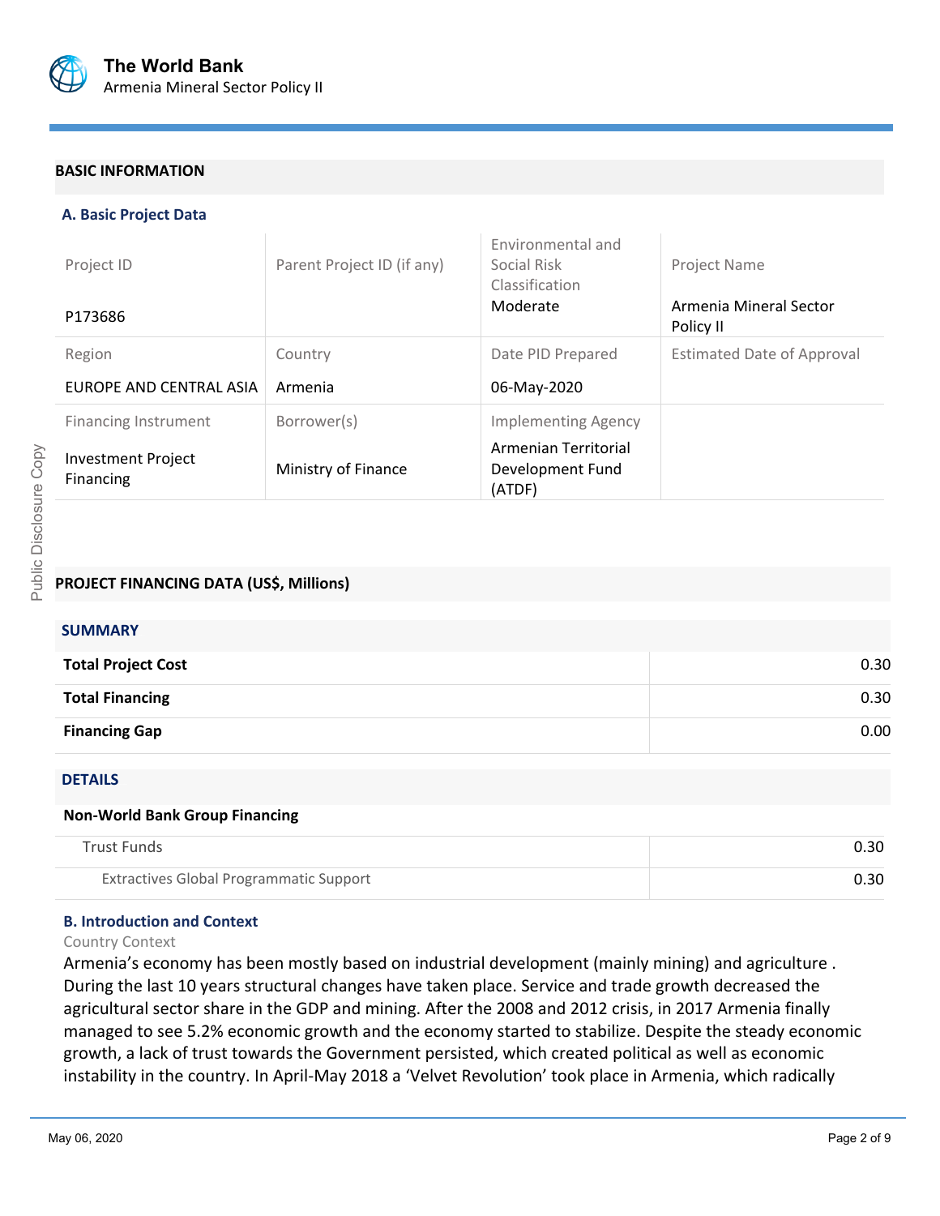## BASIC INFORMATION

### A. Basic Project Data

| Project ID | Parent Project ID (if any) | Environmental and Social Risk Classification | Project Name |
|---|---|---|---|
| P173686 | | Moderate | Armenia Mineral Sector Policy II |
| **Region** | **Country** | **Date PID Prepared** | **Estimated Date of Approval** |
| EUROPE AND CENTRAL ASIA | Armenia | 06-May-2020 | |
| **Financing Instrument** | **Borrower(s)** | **Implementing Agency** | |
| Investment Project Financing | Ministry of Finance | Armenian Territorial Development Fund (ATDF) | |

## PROJECT FINANCING DATA (US$, Millions)

### SUMMARY

| | |
|---|---|
| **Total Project Cost** | 0.30 |
| **Total Financing** | 0.30 |
| **Financing Gap** | 0.00 |

### DETAILS

**Non-World Bank Group Financing**

| | |
|---|---|
| Trust Funds | 0.30 |
| Extractives Global Programmatic Support | 0.30 |

### B. Introduction and Context

Country Context

Armenia's economy has been mostly based on industrial development (mainly mining) and agriculture . During the last 10 years structural changes have taken place. Service and trade growth decreased the agricultural sector share in the GDP and mining. After the 2008 and 2012 crisis, in 2017 Armenia finally managed to see 5.2% economic growth and the economy started to stabilize. Despite the steady economic growth, a lack of trust towards the Government persisted, which created political as well as economic instability in the country. In April-May 2018 a 'Velvet Revolution' took place in Armenia, which radically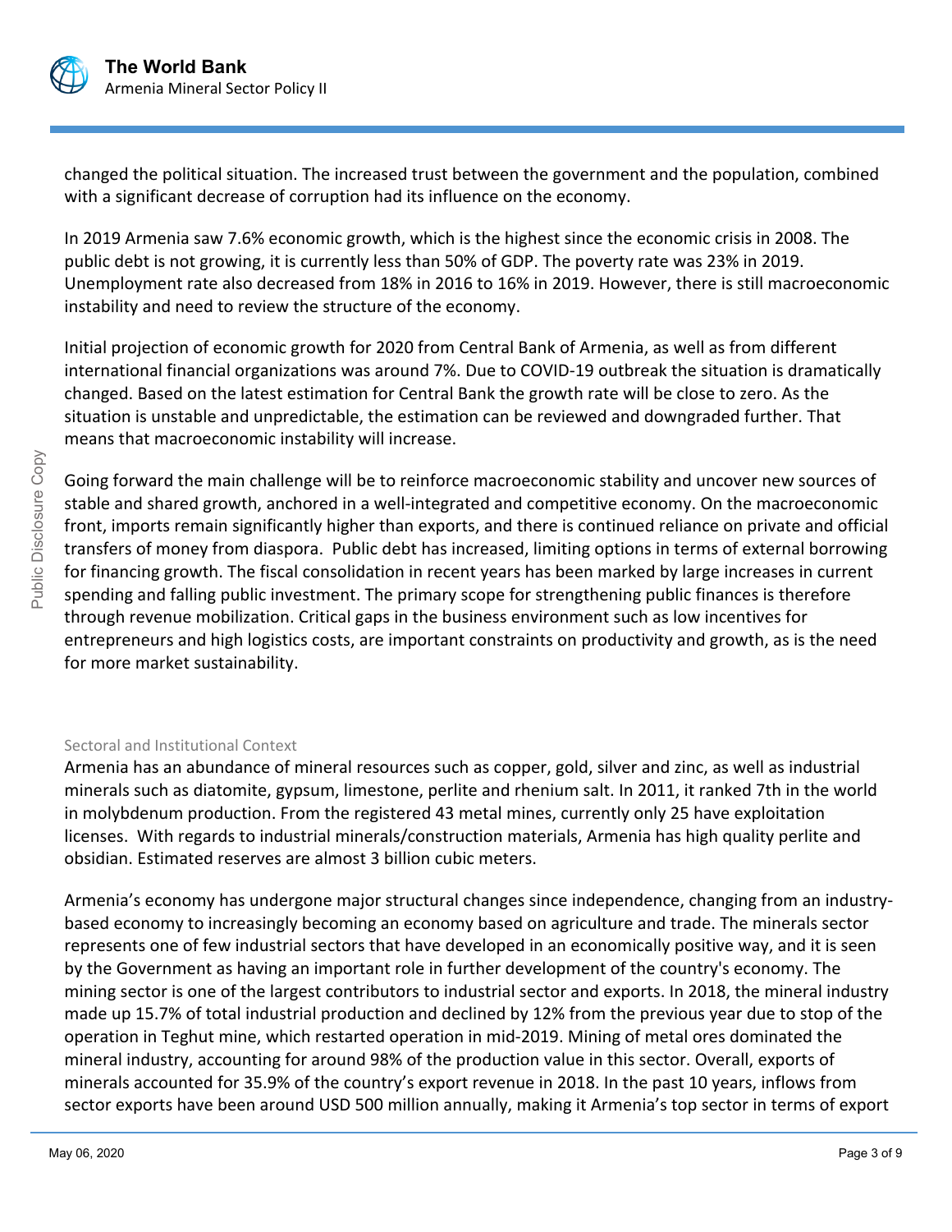changed the political situation. The increased trust between the government and the population, combined with a significant decrease of corruption had its influence on the economy.

In 2019 Armenia saw 7.6% economic growth, which is the highest since the economic crisis in 2008. The public debt is not growing, it is currently less than 50% of GDP. The poverty rate was 23% in 2019. Unemployment rate also decreased from 18% in 2016 to 16% in 2019. However, there is still macroeconomic instability and need to review the structure of the economy.

Initial projection of economic growth for 2020 from Central Bank of Armenia, as well as from different international financial organizations was around 7%. Due to COVID-19 outbreak the situation is dramatically changed. Based on the latest estimation for Central Bank the growth rate will be close to zero. As the situation is unstable and unpredictable, the estimation can be reviewed and downgraded further. That means that macroeconomic instability will increase.

Going forward the main challenge will be to reinforce macroeconomic stability and uncover new sources of stable and shared growth, anchored in a well-integrated and competitive economy. On the macroeconomic front, imports remain significantly higher than exports, and there is continued reliance on private and official transfers of money from diaspora. Public debt has increased, limiting options in terms of external borrowing for financing growth. The fiscal consolidation in recent years has been marked by large increases in current spending and falling public investment. The primary scope for strengthening public finances is therefore through revenue mobilization. Critical gaps in the business environment such as low incentives for entrepreneurs and high logistics costs, are important constraints on productivity and growth, as is the need for more market sustainability.

### Sectoral and Institutional Context

Armenia has an abundance of mineral resources such as copper, gold, silver and zinc, as well as industrial minerals such as diatomite, gypsum, limestone, perlite and rhenium salt. In 2011, it ranked 7th in the world in molybdenum production. From the registered 43 metal mines, currently only 25 have exploitation licenses. With regards to industrial minerals/construction materials, Armenia has high quality perlite and obsidian. Estimated reserves are almost 3 billion cubic meters.

Armenia's economy has undergone major structural changes since independence, changing from an industry-based economy to increasingly becoming an economy based on agriculture and trade. The minerals sector represents one of few industrial sectors that have developed in an economically positive way, and it is seen by the Government as having an important role in further development of the country's economy. The mining sector is one of the largest contributors to industrial sector and exports. In 2018, the mineral industry made up 15.7% of total industrial production and declined by 12% from the previous year due to stop of the operation in Teghut mine, which restarted operation in mid-2019. Mining of metal ores dominated the mineral industry, accounting for around 98% of the production value in this sector. Overall, exports of minerals accounted for 35.9% of the country's export revenue in 2018. In the past 10 years, inflows from sector exports have been around USD 500 million annually, making it Armenia's top sector in terms of export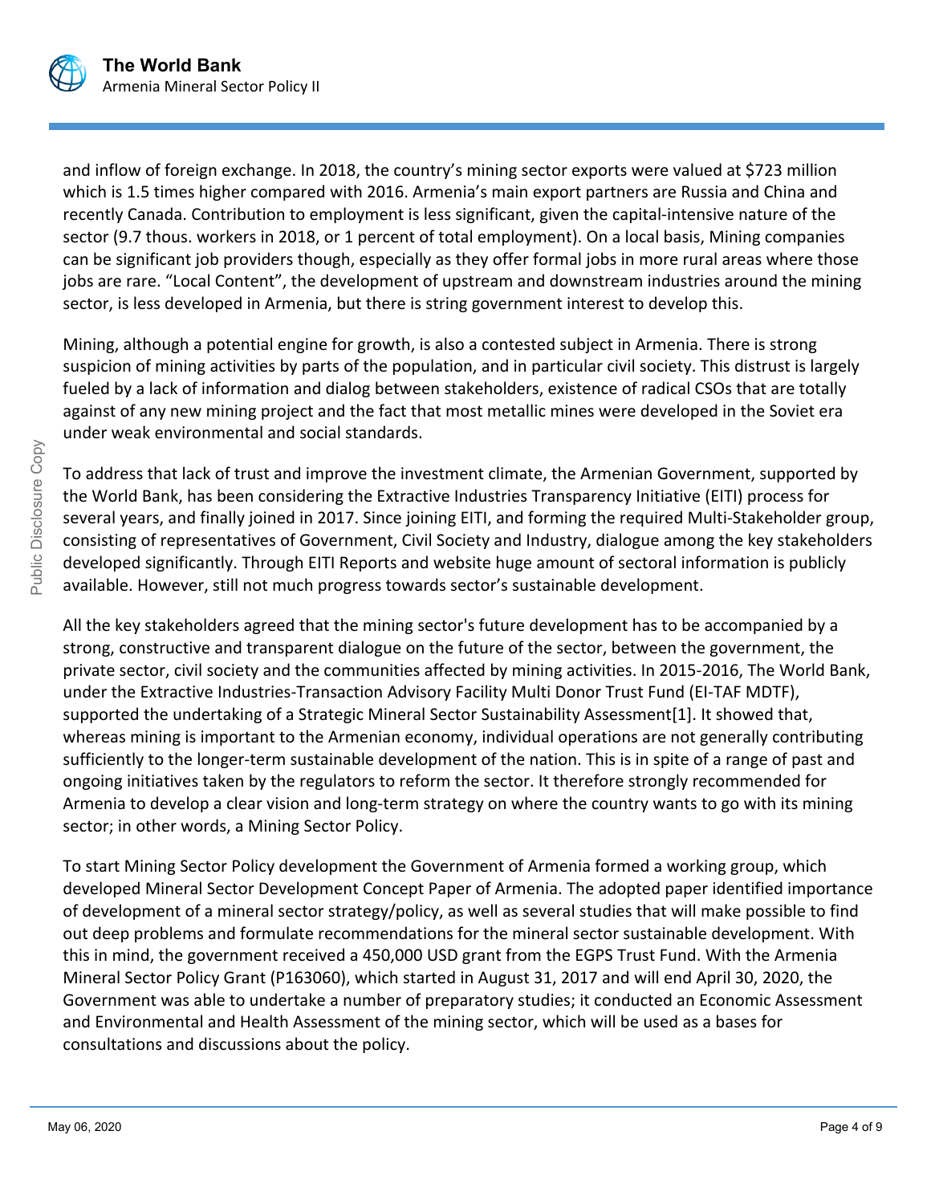and inflow of foreign exchange. In 2018, the country's mining sector exports were valued at $723 million which is 1.5 times higher compared with 2016. Armenia's main export partners are Russia and China and recently Canada. Contribution to employment is less significant, given the capital-intensive nature of the sector (9.7 thous. workers in 2018, or 1 percent of total employment). On a local basis, Mining companies can be significant job providers though, especially as they offer formal jobs in more rural areas where those jobs are rare. "Local Content", the development of upstream and downstream industries around the mining sector, is less developed in Armenia, but there is string government interest to develop this.

Mining, although a potential engine for growth, is also a contested subject in Armenia. There is strong suspicion of mining activities by parts of the population, and in particular civil society. This distrust is largely fueled by a lack of information and dialog between stakeholders, existence of radical CSOs that are totally against of any new mining project and the fact that most metallic mines were developed in the Soviet era under weak environmental and social standards.

To address that lack of trust and improve the investment climate, the Armenian Government, supported by the World Bank, has been considering the Extractive Industries Transparency Initiative (EITI) process for several years, and finally joined in 2017. Since joining EITI, and forming the required Multi-Stakeholder group, consisting of representatives of Government, Civil Society and Industry, dialogue among the key stakeholders developed significantly. Through EITI Reports and website huge amount of sectoral information is publicly available. However, still not much progress towards sector's sustainable development.

All the key stakeholders agreed that the mining sector's future development has to be accompanied by a strong, constructive and transparent dialogue on the future of the sector, between the government, the private sector, civil society and the communities affected by mining activities. In 2015-2016, The World Bank, under the Extractive Industries-Transaction Advisory Facility Multi Donor Trust Fund (EI-TAF MDTF), supported the undertaking of a Strategic Mineral Sector Sustainability Assessment[1]. It showed that, whereas mining is important to the Armenian economy, individual operations are not generally contributing sufficiently to the longer-term sustainable development of the nation. This is in spite of a range of past and ongoing initiatives taken by the regulators to reform the sector. It therefore strongly recommended for Armenia to develop a clear vision and long-term strategy on where the country wants to go with its mining sector; in other words, a Mining Sector Policy.

To start Mining Sector Policy development the Government of Armenia formed a working group, which developed Mineral Sector Development Concept Paper of Armenia. The adopted paper identified importance of development of a mineral sector strategy/policy, as well as several studies that will make possible to find out deep problems and formulate recommendations for the mineral sector sustainable development. With this in mind, the government received a 450,000 USD grant from the EGPS Trust Fund. With the Armenia Mineral Sector Policy Grant (P163060), which started in August 31, 2017 and will end April 30, 2020, the Government was able to undertake a number of preparatory studies; it conducted an Economic Assessment and Environmental and Health Assessment of the mining sector, which will be used as a bases for consultations and discussions about the policy.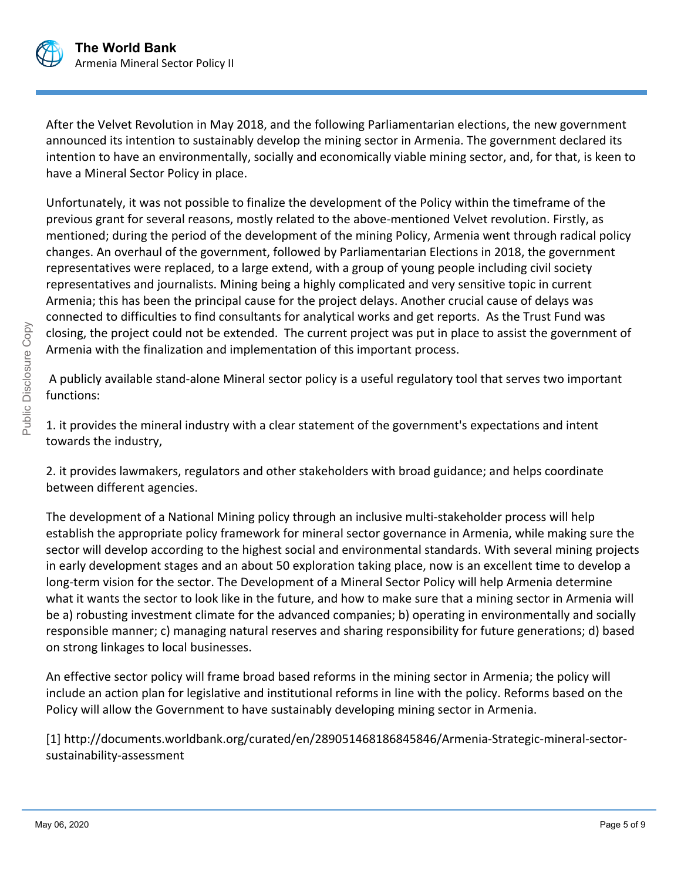After the Velvet Revolution in May 2018, and the following Parliamentarian elections, the new government announced its intention to sustainably develop the mining sector in Armenia. The government declared its intention to have an environmentally, socially and economically viable mining sector, and, for that, is keen to have a Mineral Sector Policy in place.

Unfortunately, it was not possible to finalize the development of the Policy within the timeframe of the previous grant for several reasons, mostly related to the above-mentioned Velvet revolution. Firstly, as mentioned; during the period of the development of the mining Policy, Armenia went through radical policy changes. An overhaul of the government, followed by Parliamentarian Elections in 2018, the government representatives were replaced, to a large extend, with a group of young people including civil society representatives and journalists. Mining being a highly complicated and very sensitive topic in current Armenia; this has been the principal cause for the project delays. Another crucial cause of delays was connected to difficulties to find consultants for analytical works and get reports. As the Trust Fund was closing, the project could not be extended. The current project was put in place to assist the government of Armenia with the finalization and implementation of this important process.

A publicly available stand-alone Mineral sector policy is a useful regulatory tool that serves two important functions:

1. it provides the mineral industry with a clear statement of the government's expectations and intent towards the industry,

2. it provides lawmakers, regulators and other stakeholders with broad guidance; and helps coordinate between different agencies.

The development of a National Mining policy through an inclusive multi-stakeholder process will help establish the appropriate policy framework for mineral sector governance in Armenia, while making sure the sector will develop according to the highest social and environmental standards. With several mining projects in early development stages and an about 50 exploration taking place, now is an excellent time to develop a long-term vision for the sector. The Development of a Mineral Sector Policy will help Armenia determine what it wants the sector to look like in the future, and how to make sure that a mining sector in Armenia will be a) robusting investment climate for the advanced companies; b) operating in environmentally and socially responsible manner; c) managing natural reserves and sharing responsibility for future generations; d) based on strong linkages to local businesses.

An effective sector policy will frame broad based reforms in the mining sector in Armenia; the policy will include an action plan for legislative and institutional reforms in line with the policy. Reforms based on the Policy will allow the Government to have sustainably developing mining sector in Armenia.

[1] http://documents.worldbank.org/curated/en/289051468186845846/Armenia-Strategic-mineral-sector-sustainability-assessment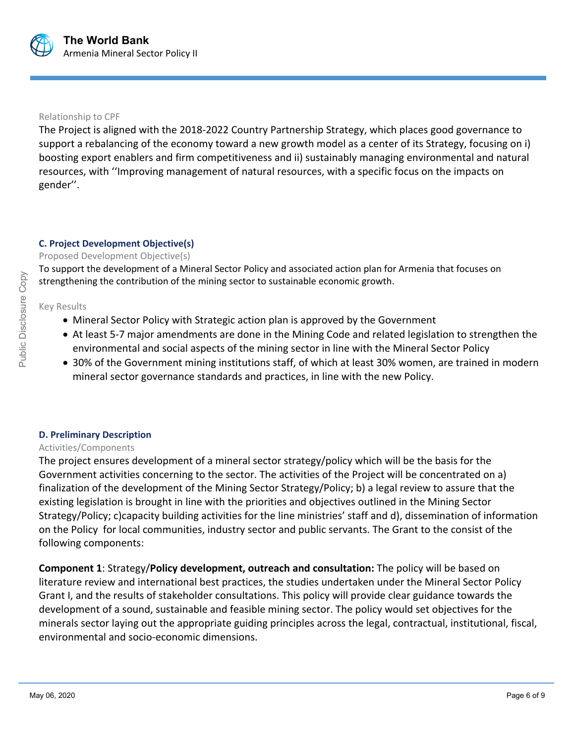Relationship to CPF

The Project is aligned with the 2018-2022 Country Partnership Strategy, which places good governance to support a rebalancing of the economy toward a new growth model as a center of its Strategy, focusing on i) boosting export enablers and firm competitiveness and ii) sustainably managing environmental and natural resources, with ''Improving management of natural resources, with a specific focus on the impacts on gender''.

### C. Project Development Objective(s)

Proposed Development Objective(s)

To support the development of a Mineral Sector Policy and associated action plan for Armenia that focuses on strengthening the contribution of the mining sector to sustainable economic growth.

Key Results

- Mineral Sector Policy with Strategic action plan is approved by the Government
- At least 5-7 major amendments are done in the Mining Code and related legislation to strengthen the environmental and social aspects of the mining sector in line with the Mineral Sector Policy
- 30% of the Government mining institutions staff, of which at least 30% women, are trained in modern mineral sector governance standards and practices, in line with the new Policy.

### D. Preliminary Description

Activities/Components

The project ensures development of a mineral sector strategy/policy which will be the basis for the Government activities concerning to the sector. The activities of the Project will be concentrated on a) finalization of the development of the Mining Sector Strategy/Policy; b) a legal review to assure that the existing legislation is brought in line with the priorities and objectives outlined in the Mining Sector Strategy/Policy; c)capacity building activities for the line ministries' staff and d), dissemination of information on the Policy for local communities, industry sector and public servants. The Grant to the consist of the following components:

**Component 1**: Strategy/**Policy development, outreach and consultation:** The policy will be based on literature review and international best practices, the studies undertaken under the Mineral Sector Policy Grant I, and the results of stakeholder consultations. This policy will provide clear guidance towards the development of a sound, sustainable and feasible mining sector. The policy would set objectives for the minerals sector laying out the appropriate guiding principles across the legal, contractual, institutional, fiscal, environmental and socio-economic dimensions.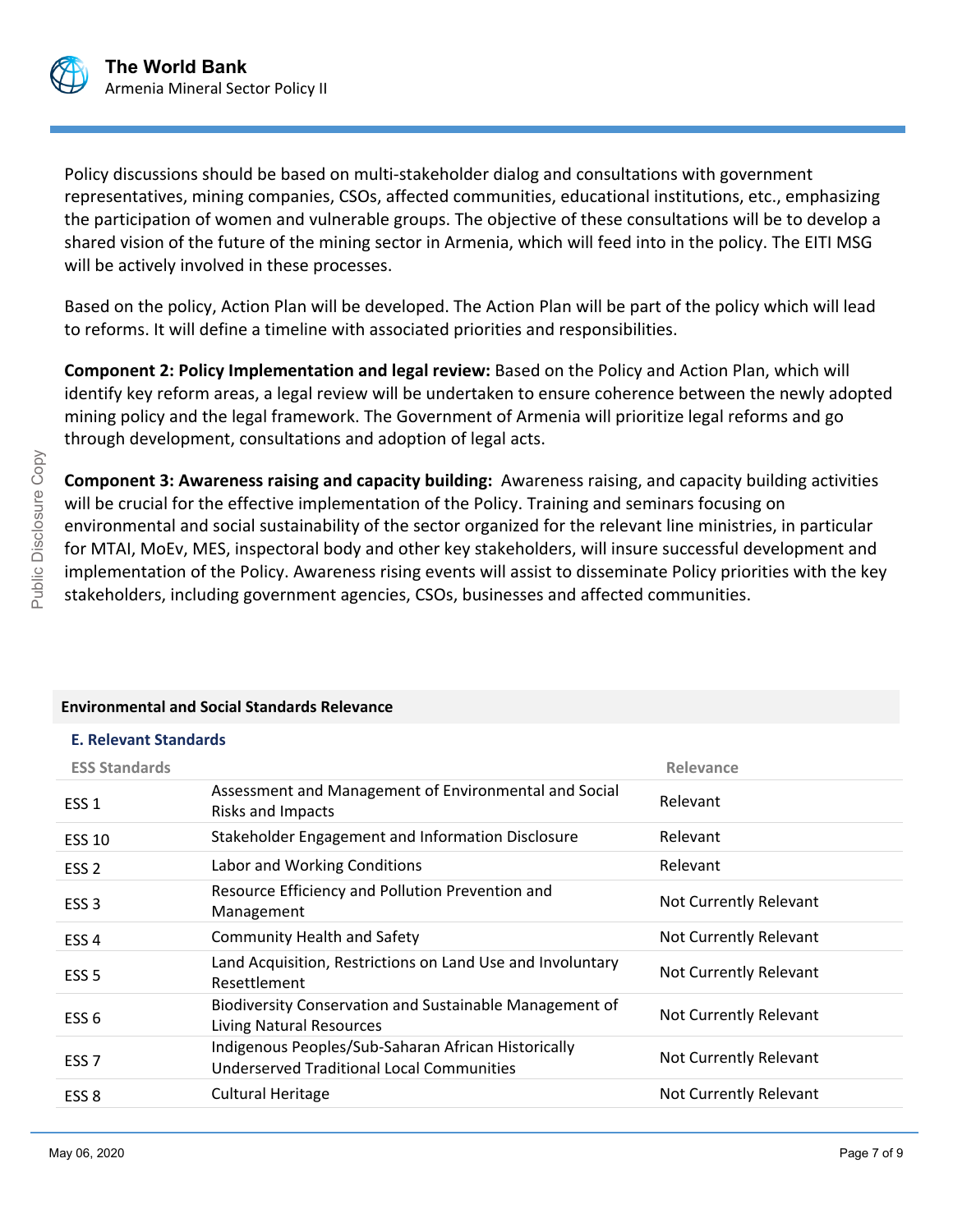Policy discussions should be based on multi-stakeholder dialog and consultations with government representatives, mining companies, CSOs, affected communities, educational institutions, etc., emphasizing the participation of women and vulnerable groups. The objective of these consultations will be to develop a shared vision of the future of the mining sector in Armenia, which will feed into in the policy. The EITI MSG will be actively involved in these processes.

Based on the policy, Action Plan will be developed. The Action Plan will be part of the policy which will lead to reforms. It will define a timeline with associated priorities and responsibilities.

**Component 2: Policy Implementation and legal review:** Based on the Policy and Action Plan, which will identify key reform areas, a legal review will be undertaken to ensure coherence between the newly adopted mining policy and the legal framework. The Government of Armenia will prioritize legal reforms and go through development, consultations and adoption of legal acts.

**Component 3: Awareness raising and capacity building:** Awareness raising, and capacity building activities will be crucial for the effective implementation of the Policy. Training and seminars focusing on environmental and social sustainability of the sector organized for the relevant line ministries, in particular for MTAI, MoEv, MES, inspectoral body and other key stakeholders, will insure successful development and implementation of the Policy. Awareness rising events will assist to disseminate Policy priorities with the key stakeholders, including government agencies, CSOs, businesses and affected communities.

**Environmental and Social Standards Relevance**

### E. Relevant Standards

| ESS Standards | | Relevance |
|---|---|---|
| ESS 1 | Assessment and Management of Environmental and Social Risks and Impacts | Relevant |
| ESS 10 | Stakeholder Engagement and Information Disclosure | Relevant |
| ESS 2 | Labor and Working Conditions | Relevant |
| ESS 3 | Resource Efficiency and Pollution Prevention and Management | Not Currently Relevant |
| ESS 4 | Community Health and Safety | Not Currently Relevant |
| ESS 5 | Land Acquisition, Restrictions on Land Use and Involuntary Resettlement | Not Currently Relevant |
| ESS 6 | Biodiversity Conservation and Sustainable Management of Living Natural Resources | Not Currently Relevant |
| ESS 7 | Indigenous Peoples/Sub-Saharan African Historically Underserved Traditional Local Communities | Not Currently Relevant |
| ESS 8 | Cultural Heritage | Not Currently Relevant |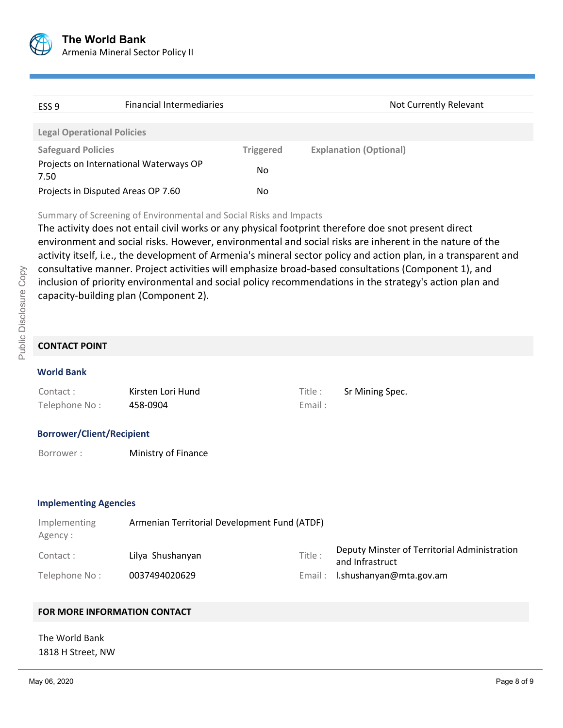| ESS 9 | Financial Intermediaries | Not Currently Relevant |
|---|---|---|

**Legal Operational Policies**

| Safeguard Policies | Triggered | Explanation (Optional) |
|---|---|---|
| Projects on International Waterways OP 7.50 | No | |
| Projects in Disputed Areas OP 7.60 | No | |

Summary of Screening of Environmental and Social Risks and Impacts

The activity does not entail civil works or any physical footprint therefore doe snot present direct environment and social risks. However, environmental and social risks are inherent in the nature of the activity itself, i.e., the development of Armenia's mineral sector policy and action plan, in a transparent and consultative manner. Project activities will emphasize broad-based consultations (Component 1), and inclusion of priority environmental and social policy recommendations in the strategy's action plan and capacity-building plan (Component 2).

## CONTACT POINT

### World Bank

| | | | |
|---|---|---|---|
| Contact : | Kirsten Lori Hund | Title : | Sr Mining Spec. |
| Telephone No : | 458-0904 | Email : | |

### Borrower/Client/Recipient

| | |
|---|---|
| Borrower : | Ministry of Finance |

### Implementing Agencies

| | | | |
|---|---|---|---|
| Implementing Agency : | Armenian Territorial Development Fund (ATDF) | | |
| Contact : | Lilya Shushanyan | Title : | Deputy Minster of Territorial Administration and Infrastruct |
| Telephone No : | 0037494020629 | Email : | l.shushanyan@mta.gov.am |

## FOR MORE INFORMATION CONTACT

The World Bank
1818 H Street, NW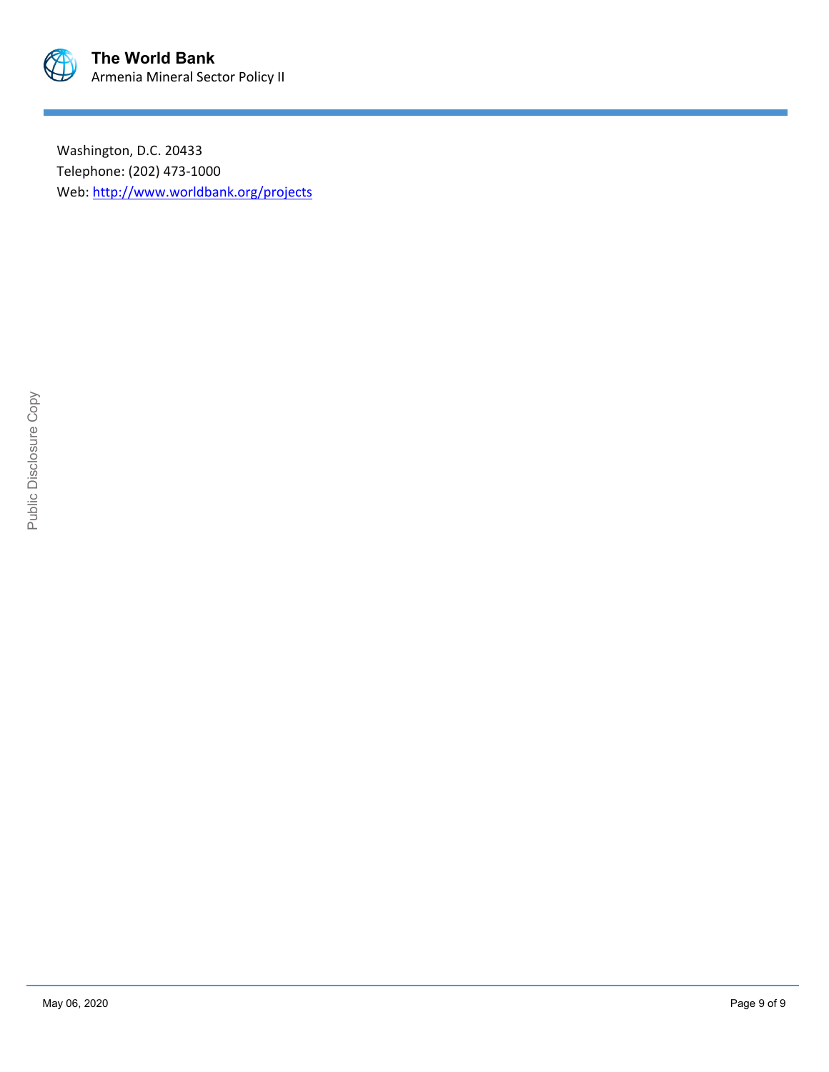Washington, D.C. 20433
Telephone: (202) 473-1000
Web: http://www.worldbank.org/projects